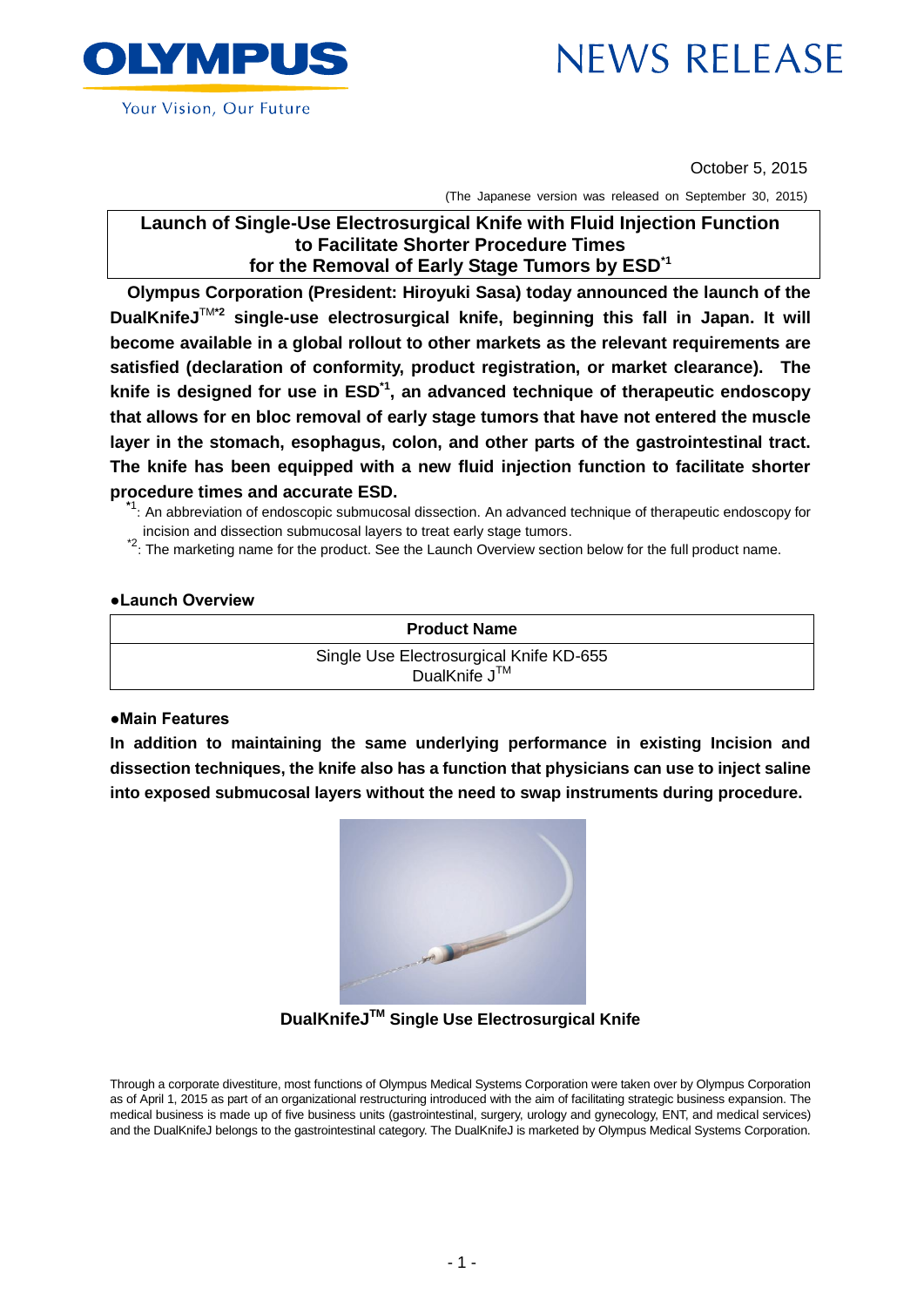OLYMPUS

Your Vision, Our Future

# NEWS RELEASE

October 5, 2015

(The Japanese version was released on September 30, 2015)

## Launch of Single-Use Electrosurgical Knife with Fluid Injection Function to Facilitate Shorter Procedure Times for the Removal of Early Stage Tumors by ESD[*1]

**Olympus Corporation (President: Hiroyuki Sasa) today announced the launch of the DualKnifeJ™[*2] single-use electrosurgical knife, beginning this fall in Japan. It will become available in a global rollout to other markets as the relevant requirements are satisfied (declaration of conformity, product registration, or market clearance). The knife is designed for use in ESD[*1], an advanced technique of therapeutic endoscopy that allows for en bloc removal of early stage tumors that have not entered the muscle layer in the stomach, esophagus, colon, and other parts of the gastrointestinal tract. The knife has been equipped with a new fluid injection function to facilitate shorter procedure times and accurate ESD.**

[*1]: An abbreviation of endoscopic submucosal dissection. An advanced technique of therapeutic endoscopy for incision and dissection submucosal layers to treat early stage tumors.

[*2]: The marketing name for the product. See the Launch Overview section below for the full product name.

### ●Launch Overview

| Product Name |
|---|
| Single Use Electrosurgical Knife KD-655<br>DualKnife J™ |

### ●Main Features

**In addition to maintaining the same underlying performance in existing Incision and dissection techniques, the knife also has a function that physicians can use to inject saline into exposed submucosal layers without the need to swap instruments during procedure.**

**DualKnifeJ™ Single Use Electrosurgical Knife**

Through a corporate divestiture, most functions of Olympus Medical Systems Corporation were taken over by Olympus Corporation as of April 1, 2015 as part of an organizational restructuring introduced with the aim of facilitating strategic business expansion. The medical business is made up of five business units (gastrointestinal, surgery, urology and gynecology, ENT, and medical services) and the DualKnifeJ belongs to the gastrointestinal category. The DualKnifeJ is marketed by Olympus Medical Systems Corporation.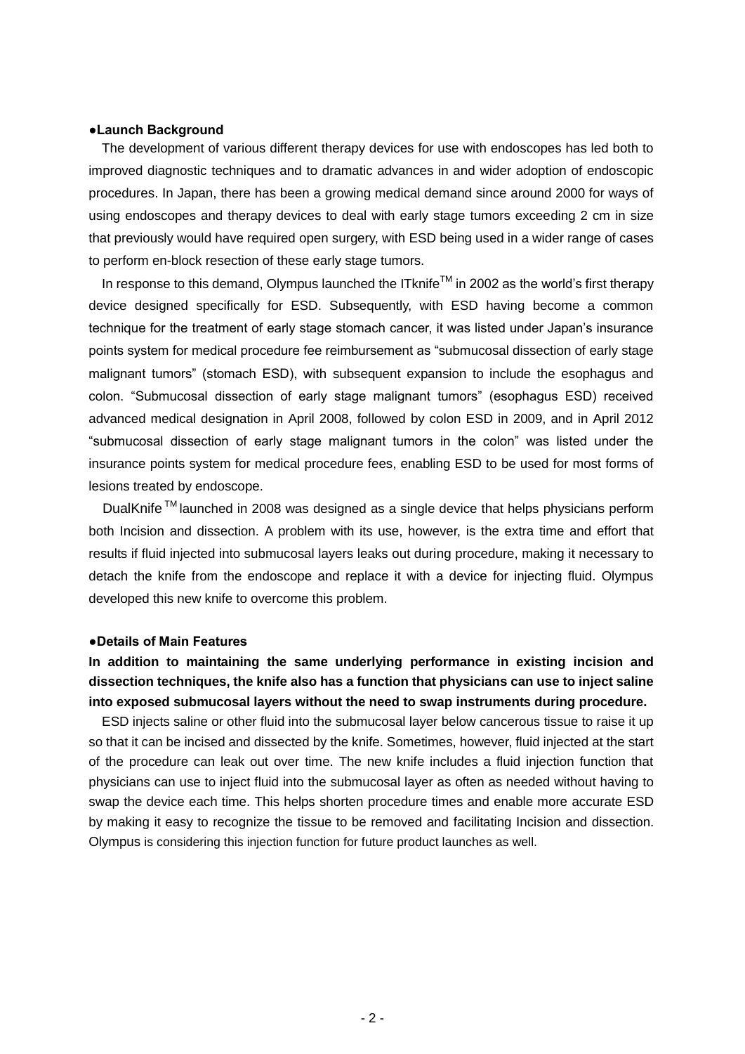**●Launch Background**

The development of various different therapy devices for use with endoscopes has led both to improved diagnostic techniques and to dramatic advances in and wider adoption of endoscopic procedures. In Japan, there has been a growing medical demand since around 2000 for ways of using endoscopes and therapy devices to deal with early stage tumors exceeding 2 cm in size that previously would have required open surgery, with ESD being used in a wider range of cases to perform en-block resection of these early stage tumors.

In response to this demand, Olympus launched the ITknife™ in 2002 as the world's first therapy device designed specifically for ESD. Subsequently, with ESD having become a common technique for the treatment of early stage stomach cancer, it was listed under Japan's insurance points system for medical procedure fee reimbursement as "submucosal dissection of early stage malignant tumors" (stomach ESD), with subsequent expansion to include the esophagus and colon. "Submucosal dissection of early stage malignant tumors" (esophagus ESD) received advanced medical designation in April 2008, followed by colon ESD in 2009, and in April 2012 "submucosal dissection of early stage malignant tumors in the colon" was listed under the insurance points system for medical procedure fees, enabling ESD to be used for most forms of lesions treated by endoscope.

DualKnife ™ launched in 2008 was designed as a single device that helps physicians perform both Incision and dissection. A problem with its use, however, is the extra time and effort that results if fluid injected into submucosal layers leaks out during procedure, making it necessary to detach the knife from the endoscope and replace it with a device for injecting fluid. Olympus developed this new knife to overcome this problem.

**●Details of Main Features**

**In addition to maintaining the same underlying performance in existing incision and dissection techniques, the knife also has a function that physicians can use to inject saline into exposed submucosal layers without the need to swap instruments during procedure.**

ESD injects saline or other fluid into the submucosal layer below cancerous tissue to raise it up so that it can be incised and dissected by the knife. Sometimes, however, fluid injected at the start of the procedure can leak out over time. The new knife includes a fluid injection function that physicians can use to inject fluid into the submucosal layer as often as needed without having to swap the device each time. This helps shorten procedure times and enable more accurate ESD by making it easy to recognize the tissue to be removed and facilitating Incision and dissection. Olympus is considering this injection function for future product launches as well.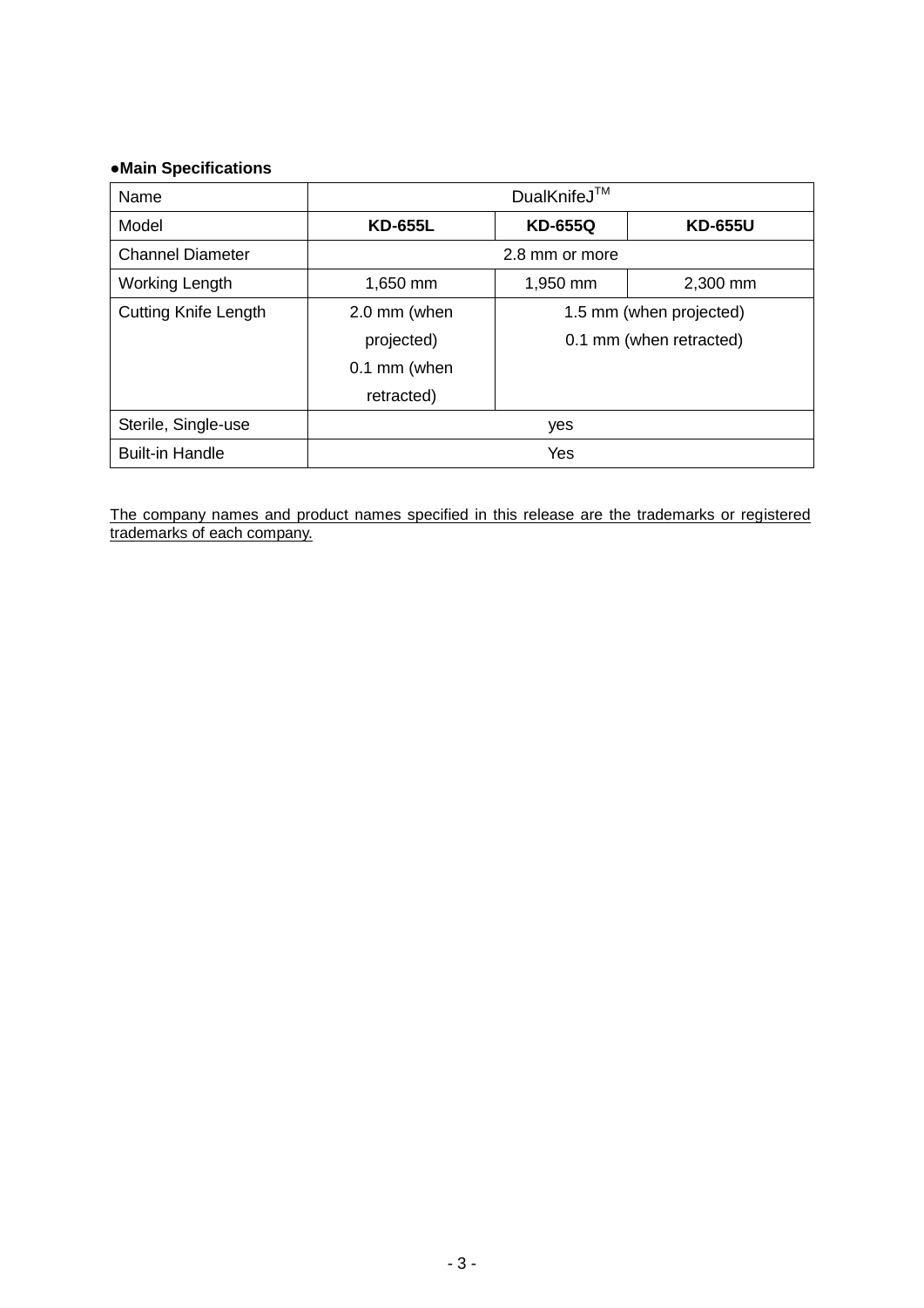**●Main Specifications**

| Name | DualKnifeJ™ | | |
|---|---|---|---|
| Model | **KD-655L** | **KD-655Q** | **KD-655U** |
| Channel Diameter | 2.8 mm or more | | |
| Working Length | 1,650 mm | 1,950 mm | 2,300 mm |
| Cutting Knife Length | 2.0 mm (when projected) 0.1 mm (when retracted) | 1.5 mm (when projected) 0.1 mm (when retracted) | |
| Sterile, Single-use | yes | | |
| Built-in Handle | Yes | | |

The company names and product names specified in this release are the trademarks or registered trademarks of each company.